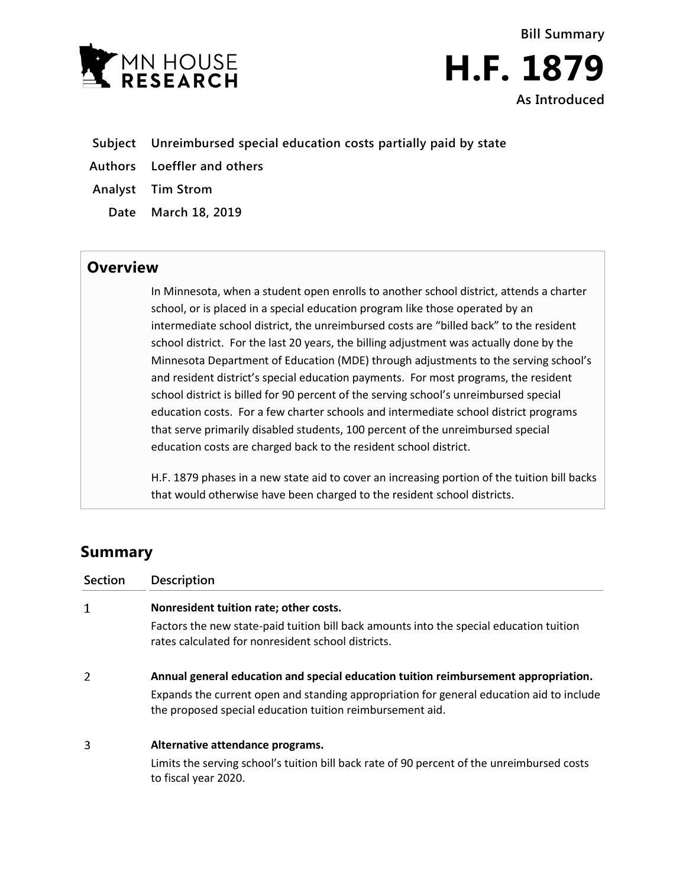MN HOUSE RESEARCH

**Bill Summary**

# H.F. 1879

**As Introduced**

**Subject** Unreimbursed special education costs partially paid by state

**Authors** Loeffler and others

**Analyst** Tim Strom

**Date** March 18, 2019

## Overview

In Minnesota, when a student open enrolls to another school district, attends a charter school, or is placed in a special education program like those operated by an intermediate school district, the unreimbursed costs are "billed back" to the resident school district. For the last 20 years, the billing adjustment was actually done by the Minnesota Department of Education (MDE) through adjustments to the serving school's and resident district's special education payments. For most programs, the resident school district is billed for 90 percent of the serving school's unreimbursed special education costs. For a few charter schools and intermediate school district programs that serve primarily disabled students, 100 percent of the unreimbursed special education costs are charged back to the resident school district.

H.F. 1879 phases in a new state aid to cover an increasing portion of the tuition bill backs that would otherwise have been charged to the resident school districts.

## Summary

| Section | Description |
|---|---|
| 1 | **Nonresident tuition rate; other costs.** Factors the new state-paid tuition bill back amounts into the special education tuition rates calculated for nonresident school districts. |
| 2 | **Annual general education and special education tuition reimbursement appropriation.** Expands the current open and standing appropriation for general education aid to include the proposed special education tuition reimbursement aid. |
| 3 | **Alternative attendance programs.** Limits the serving school's tuition bill back rate of 90 percent of the unreimbursed costs to fiscal year 2020. |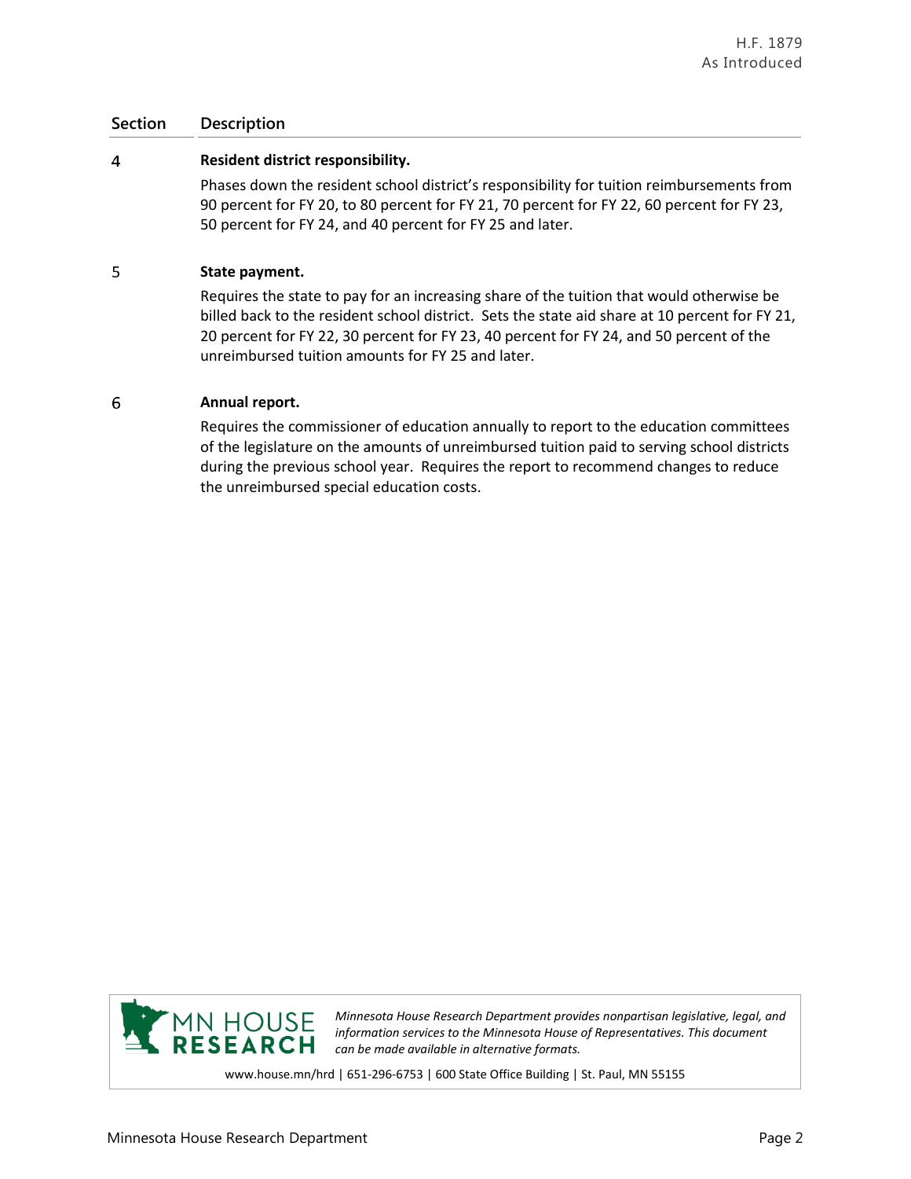| Section | Description |
|---|---|
| 4 | **Resident district responsibility.** Phases down the resident school district's responsibility for tuition reimbursements from 90 percent for FY 20, to 80 percent for FY 21, 70 percent for FY 22, 60 percent for FY 23, 50 percent for FY 24, and 40 percent for FY 25 and later. |
| 5 | **State payment.** Requires the state to pay for an increasing share of the tuition that would otherwise be billed back to the resident school district. Sets the state aid share at 10 percent for FY 21, 20 percent for FY 22, 30 percent for FY 23, 40 percent for FY 24, and 50 percent of the unreimbursed tuition amounts for FY 25 and later. |
| 6 | **Annual report.** Requires the commissioner of education annually to report to the education committees of the legislature on the amounts of unreimbursed tuition paid to serving school districts during the previous school year. Requires the report to recommend changes to reduce the unreimbursed special education costs. |

MN HOUSE RESEARCH

*Minnesota House Research Department provides nonpartisan legislative, legal, and information services to the Minnesota House of Representatives. This document can be made available in alternative formats.*

www.house.mn/hrd | 651-296-6753 | 600 State Office Building | St. Paul, MN 55155